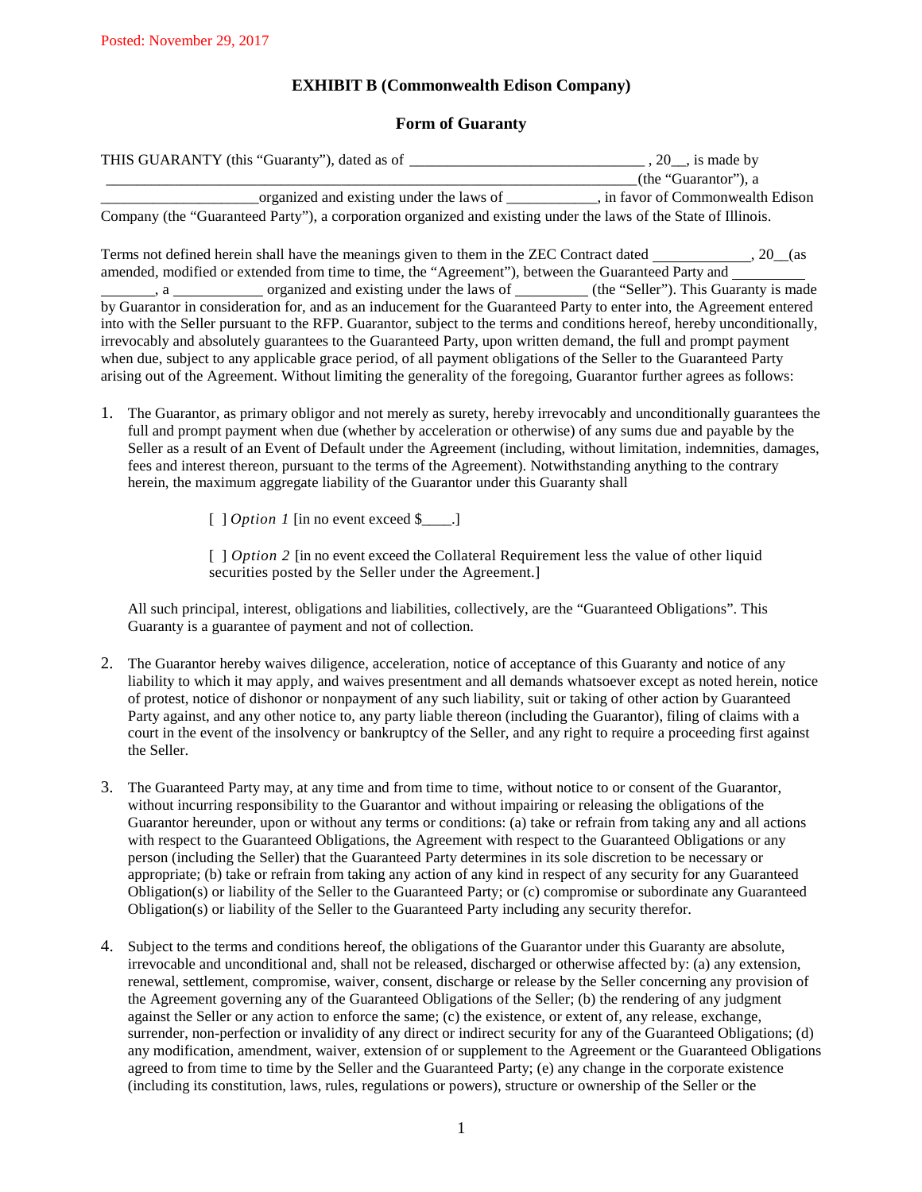Posted: November 29, 2017

## EXHIBIT B (Commonwealth Edison Company)

### Form of Guaranty

THIS GUARANTY (this "Guaranty"), dated as of ______________________________ , 20__, is made by ______________________________________________________________________(the "Guarantor"), a ____________________organized and existing under the laws of ____________, in favor of Commonwealth Edison Company (the "Guaranteed Party"), a corporation organized and existing under the laws of the State of Illinois.

Terms not defined herein shall have the meanings given to them in the ZEC Contract dated ____________, 20__(as amended, modified or extended from time to time, the "Agreement"), between the Guaranteed Party and __________ _______, a ____________ organized and existing under the laws of _________ (the "Seller"). This Guaranty is made by Guarantor in consideration for, and as an inducement for the Guaranteed Party to enter into, the Agreement entered into with the Seller pursuant to the RFP. Guarantor, subject to the terms and conditions hereof, hereby unconditionally, irrevocably and absolutely guarantees to the Guaranteed Party, upon written demand, the full and prompt payment when due, subject to any applicable grace period, of all payment obligations of the Seller to the Guaranteed Party arising out of the Agreement. Without limiting the generality of the foregoing, Guarantor further agrees as follows:

1. The Guarantor, as primary obligor and not merely as surety, hereby irrevocably and unconditionally guarantees the full and prompt payment when due (whether by acceleration or otherwise) of any sums due and payable by the Seller as a result of an Event of Default under the Agreement (including, without limitation, indemnities, damages, fees and interest thereon, pursuant to the terms of the Agreement). Notwithstanding anything to the contrary herein, the maximum aggregate liability of the Guarantor under this Guaranty shall

   [ ] *Option 1* [in no event exceed $____.]

   [ ] *Option 2* [in no event exceed the Collateral Requirement less the value of other liquid securities posted by the Seller under the Agreement.]

   All such principal, interest, obligations and liabilities, collectively, are the "Guaranteed Obligations". This Guaranty is a guarantee of payment and not of collection.

2. The Guarantor hereby waives diligence, acceleration, notice of acceptance of this Guaranty and notice of any liability to which it may apply, and waives presentment and all demands whatsoever except as noted herein, notice of protest, notice of dishonor or nonpayment of any such liability, suit or taking of other action by Guaranteed Party against, and any other notice to, any party liable thereon (including the Guarantor), filing of claims with a court in the event of the insolvency or bankruptcy of the Seller, and any right to require a proceeding first against the Seller.

3. The Guaranteed Party may, at any time and from time to time, without notice to or consent of the Guarantor, without incurring responsibility to the Guarantor and without impairing or releasing the obligations of the Guarantor hereunder, upon or without any terms or conditions: (a) take or refrain from taking any and all actions with respect to the Guaranteed Obligations, the Agreement with respect to the Guaranteed Obligations or any person (including the Seller) that the Guaranteed Party determines in its sole discretion to be necessary or appropriate; (b) take or refrain from taking any action of any kind in respect of any security for any Guaranteed Obligation(s) or liability of the Seller to the Guaranteed Party; or (c) compromise or subordinate any Guaranteed Obligation(s) or liability of the Seller to the Guaranteed Party including any security therefor.

4. Subject to the terms and conditions hereof, the obligations of the Guarantor under this Guaranty are absolute, irrevocable and unconditional and, shall not be released, discharged or otherwise affected by: (a) any extension, renewal, settlement, compromise, waiver, consent, discharge or release by the Seller concerning any provision of the Agreement governing any of the Guaranteed Obligations of the Seller; (b) the rendering of any judgment against the Seller or any action to enforce the same; (c) the existence, or extent of, any release, exchange, surrender, non-perfection or invalidity of any direct or indirect security for any of the Guaranteed Obligations; (d) any modification, amendment, waiver, extension of or supplement to the Agreement or the Guaranteed Obligations agreed to from time to time by the Seller and the Guaranteed Party; (e) any change in the corporate existence (including its constitution, laws, rules, regulations or powers), structure or ownership of the Seller or the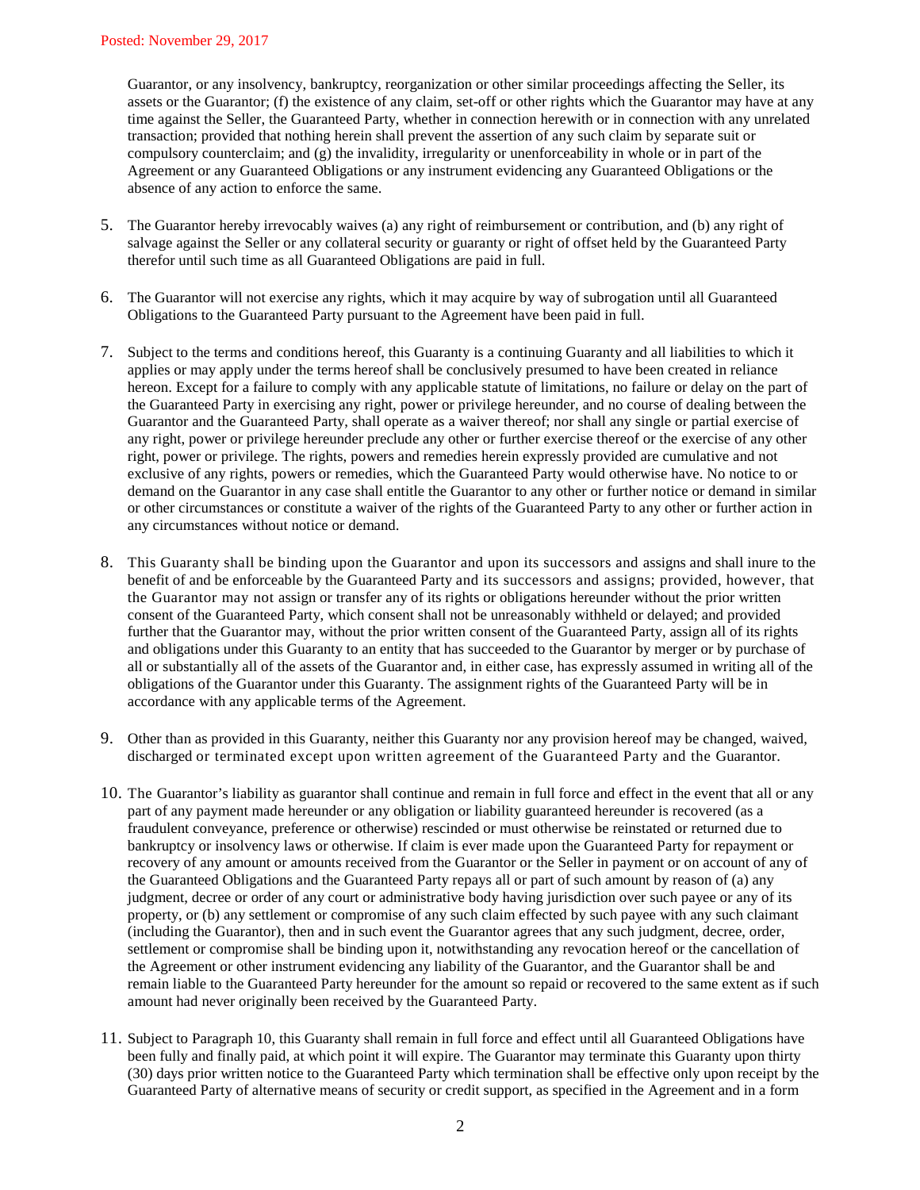Guarantor, or any insolvency, bankruptcy, reorganization or other similar proceedings affecting the Seller, its assets or the Guarantor; (f) the existence of any claim, set-off or other rights which the Guarantor may have at any time against the Seller, the Guaranteed Party, whether in connection herewith or in connection with any unrelated transaction; provided that nothing herein shall prevent the assertion of any such claim by separate suit or compulsory counterclaim; and (g) the invalidity, irregularity or unenforceability in whole or in part of the Agreement or any Guaranteed Obligations or any instrument evidencing any Guaranteed Obligations or the absence of any action to enforce the same.

5. The Guarantor hereby irrevocably waives (a) any right of reimbursement or contribution, and (b) any right of salvage against the Seller or any collateral security or guaranty or right of offset held by the Guaranteed Party therefor until such time as all Guaranteed Obligations are paid in full.

6. The Guarantor will not exercise any rights, which it may acquire by way of subrogation until all Guaranteed Obligations to the Guaranteed Party pursuant to the Agreement have been paid in full.

7. Subject to the terms and conditions hereof, this Guaranty is a continuing Guaranty and all liabilities to which it applies or may apply under the terms hereof shall be conclusively presumed to have been created in reliance hereon. Except for a failure to comply with any applicable statute of limitations, no failure or delay on the part of the Guaranteed Party in exercising any right, power or privilege hereunder, and no course of dealing between the Guarantor and the Guaranteed Party, shall operate as a waiver thereof; nor shall any single or partial exercise of any right, power or privilege hereunder preclude any other or further exercise thereof or the exercise of any other right, power or privilege. The rights, powers and remedies herein expressly provided are cumulative and not exclusive of any rights, powers or remedies, which the Guaranteed Party would otherwise have. No notice to or demand on the Guarantor in any case shall entitle the Guarantor to any other or further notice or demand in similar or other circumstances or constitute a waiver of the rights of the Guaranteed Party to any other or further action in any circumstances without notice or demand.

8. This Guaranty shall be binding upon the Guarantor and upon its successors and assigns and shall inure to the benefit of and be enforceable by the Guaranteed Party and its successors and assigns; provided, however, that the Guarantor may not assign or transfer any of its rights or obligations hereunder without the prior written consent of the Guaranteed Party, which consent shall not be unreasonably withheld or delayed; and provided further that the Guarantor may, without the prior written consent of the Guaranteed Party, assign all of its rights and obligations under this Guaranty to an entity that has succeeded to the Guarantor by merger or by purchase of all or substantially all of the assets of the Guarantor and, in either case, has expressly assumed in writing all of the obligations of the Guarantor under this Guaranty. The assignment rights of the Guaranteed Party will be in accordance with any applicable terms of the Agreement.

9. Other than as provided in this Guaranty, neither this Guaranty nor any provision hereof may be changed, waived, discharged or terminated except upon written agreement of the Guaranteed Party and the Guarantor.

10. The Guarantor's liability as guarantor shall continue and remain in full force and effect in the event that all or any part of any payment made hereunder or any obligation or liability guaranteed hereunder is recovered (as a fraudulent conveyance, preference or otherwise) rescinded or must otherwise be reinstated or returned due to bankruptcy or insolvency laws or otherwise. If claim is ever made upon the Guaranteed Party for repayment or recovery of any amount or amounts received from the Guarantor or the Seller in payment or on account of any of the Guaranteed Obligations and the Guaranteed Party repays all or part of such amount by reason of (a) any judgment, decree or order of any court or administrative body having jurisdiction over such payee or any of its property, or (b) any settlement or compromise of any such claim effected by such payee with any such claimant (including the Guarantor), then and in such event the Guarantor agrees that any such judgment, decree, order, settlement or compromise shall be binding upon it, notwithstanding any revocation hereof or the cancellation of the Agreement or other instrument evidencing any liability of the Guarantor, and the Guarantor shall be and remain liable to the Guaranteed Party hereunder for the amount so repaid or recovered to the same extent as if such amount had never originally been received by the Guaranteed Party.

11. Subject to Paragraph 10, this Guaranty shall remain in full force and effect until all Guaranteed Obligations have been fully and finally paid, at which point it will expire. The Guarantor may terminate this Guaranty upon thirty (30) days prior written notice to the Guaranteed Party which termination shall be effective only upon receipt by the Guaranteed Party of alternative means of security or credit support, as specified in the Agreement and in a form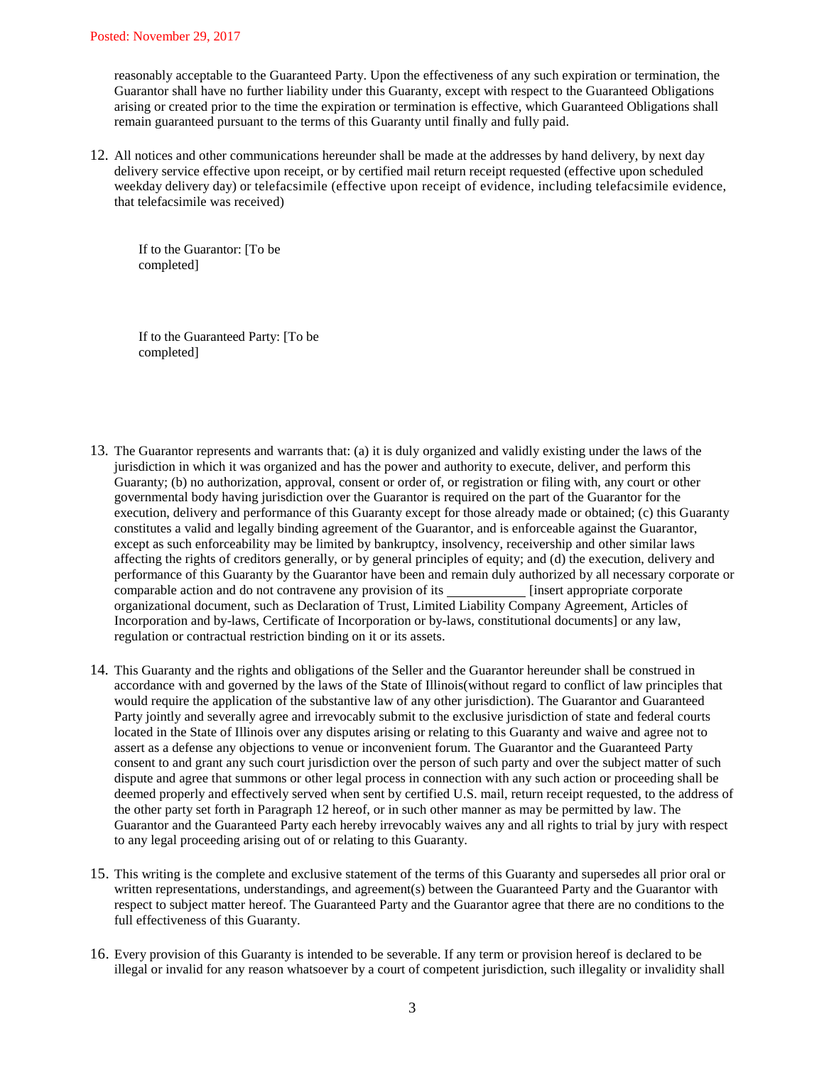reasonably acceptable to the Guaranteed Party. Upon the effectiveness of any such expiration or termination, the Guarantor shall have no further liability under this Guaranty, except with respect to the Guaranteed Obligations arising or created prior to the time the expiration or termination is effective, which Guaranteed Obligations shall remain guaranteed pursuant to the terms of this Guaranty until finally and fully paid.

12. All notices and other communications hereunder shall be made at the addresses by hand delivery, by next day delivery service effective upon receipt, or by certified mail return receipt requested (effective upon scheduled weekday delivery day) or telefacsimile (effective upon receipt of evidence, including telefacsimile evidence, that telefacsimile was received)

    If to the Guarantor: [To be completed]

    If to the Guaranteed Party: [To be completed]

13. The Guarantor represents and warrants that: (a) it is duly organized and validly existing under the laws of the jurisdiction in which it was organized and has the power and authority to execute, deliver, and perform this Guaranty; (b) no authorization, approval, consent or order of, or registration or filing with, any court or other governmental body having jurisdiction over the Guarantor is required on the part of the Guarantor for the execution, delivery and performance of this Guaranty except for those already made or obtained; (c) this Guaranty constitutes a valid and legally binding agreement of the Guarantor, and is enforceable against the Guarantor, except as such enforceability may be limited by bankruptcy, insolvency, receivership and other similar laws affecting the rights of creditors generally, or by general principles of equity; and (d) the execution, delivery and performance of this Guaranty by the Guarantor have been and remain duly authorized by all necessary corporate or comparable action and do not contravene any provision of its ____________ [insert appropriate corporate organizational document, such as Declaration of Trust, Limited Liability Company Agreement, Articles of Incorporation and by-laws, Certificate of Incorporation or by-laws, constitutional documents] or any law, regulation or contractual restriction binding on it or its assets.

14. This Guaranty and the rights and obligations of the Seller and the Guarantor hereunder shall be construed in accordance with and governed by the laws of the State of Illinois(without regard to conflict of law principles that would require the application of the substantive law of any other jurisdiction). The Guarantor and Guaranteed Party jointly and severally agree and irrevocably submit to the exclusive jurisdiction of state and federal courts located in the State of Illinois over any disputes arising or relating to this Guaranty and waive and agree not to assert as a defense any objections to venue or inconvenient forum. The Guarantor and the Guaranteed Party consent to and grant any such court jurisdiction over the person of such party and over the subject matter of such dispute and agree that summons or other legal process in connection with any such action or proceeding shall be deemed properly and effectively served when sent by certified U.S. mail, return receipt requested, to the address of the other party set forth in Paragraph 12 hereof, or in such other manner as may be permitted by law. The Guarantor and the Guaranteed Party each hereby irrevocably waives any and all rights to trial by jury with respect to any legal proceeding arising out of or relating to this Guaranty.

15. This writing is the complete and exclusive statement of the terms of this Guaranty and supersedes all prior oral or written representations, understandings, and agreement(s) between the Guaranteed Party and the Guarantor with respect to subject matter hereof. The Guaranteed Party and the Guarantor agree that there are no conditions to the full effectiveness of this Guaranty.

16. Every provision of this Guaranty is intended to be severable. If any term or provision hereof is declared to be illegal or invalid for any reason whatsoever by a court of competent jurisdiction, such illegality or invalidity shall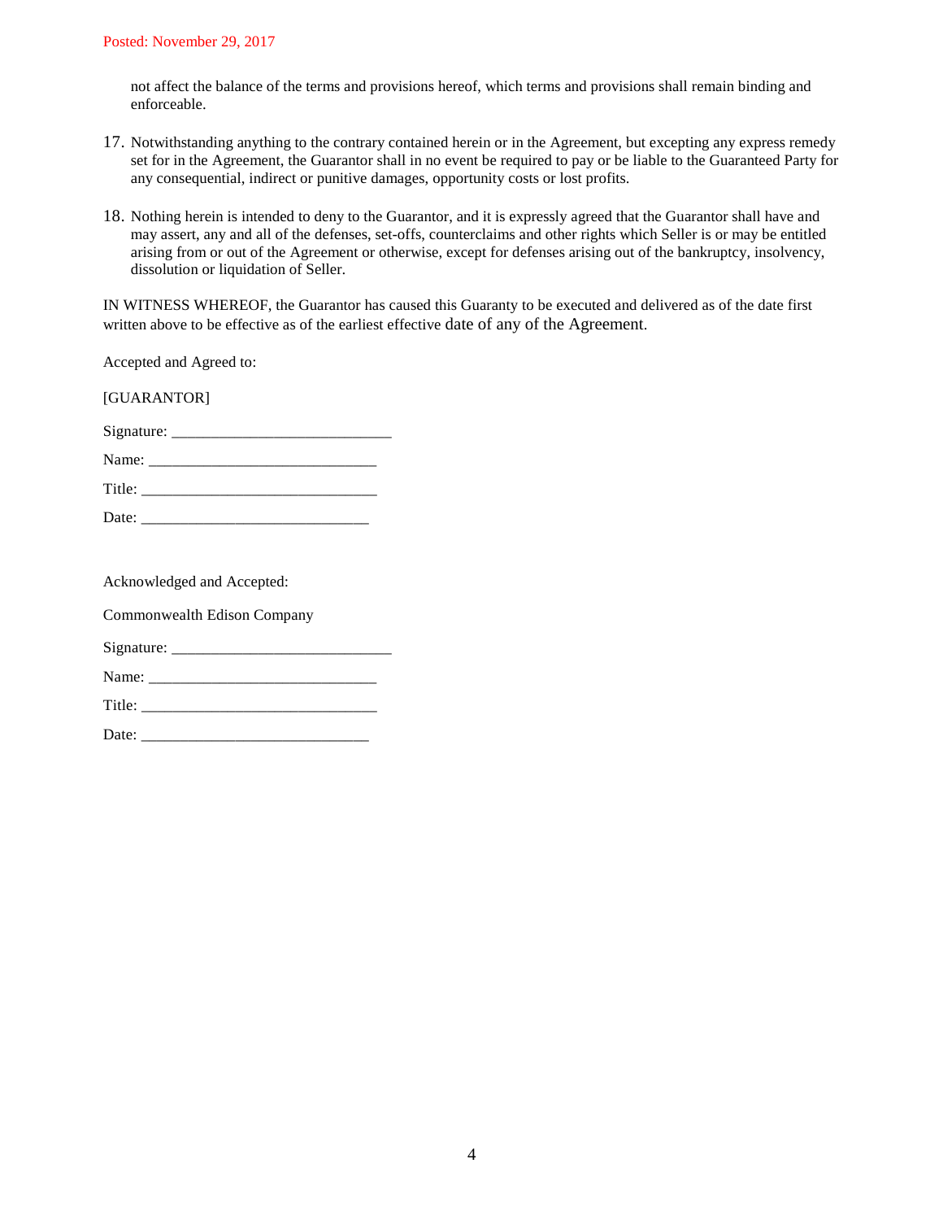not affect the balance of the terms and provisions hereof, which terms and provisions shall remain binding and enforceable.

17. Notwithstanding anything to the contrary contained herein or in the Agreement, but excepting any express remedy set for in the Agreement, the Guarantor shall in no event be required to pay or be liable to the Guaranteed Party for any consequential, indirect or punitive damages, opportunity costs or lost profits.

18. Nothing herein is intended to deny to the Guarantor, and it is expressly agreed that the Guarantor shall have and may assert, any and all of the defenses, set-offs, counterclaims and other rights which Seller is or may be entitled arising from or out of the Agreement or otherwise, except for defenses arising out of the bankruptcy, insolvency, dissolution or liquidation of Seller.

IN WITNESS WHEREOF, the Guarantor has caused this Guaranty to be executed and delivered as of the date first written above to be effective as of the earliest effective date of any of the Agreement.

Accepted and Agreed to:

[GUARANTOR]

Signature: ____________________________

Name: _____________________________

Title: ______________________________

Date: _____________________________

Acknowledged and Accepted:

Commonwealth Edison Company

Signature: ____________________________

Name: _____________________________

Title: ______________________________

Date: _____________________________